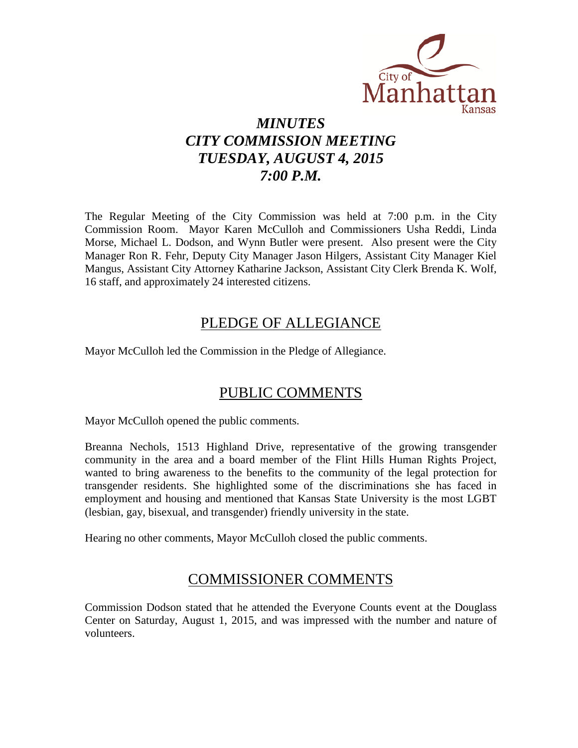# *MINUTES*
# *CITY COMMISSION MEETING*
# *TUESDAY, AUGUST 4, 2015*
# *7:00 P.M.*

The Regular Meeting of the City Commission was held at 7:00 p.m. in the City Commission Room. Mayor Karen McCulloh and Commissioners Usha Reddi, Linda Morse, Michael L. Dodson, and Wynn Butler were present. Also present were the City Manager Ron R. Fehr, Deputy City Manager Jason Hilgers, Assistant City Manager Kiel Mangus, Assistant City Attorney Katharine Jackson, Assistant City Clerk Brenda K. Wolf, 16 staff, and approximately 24 interested citizens.

## PLEDGE OF ALLEGIANCE

Mayor McCulloh led the Commission in the Pledge of Allegiance.

## PUBLIC COMMENTS

Mayor McCulloh opened the public comments.

Breanna Nechols, 1513 Highland Drive, representative of the growing transgender community in the area and a board member of the Flint Hills Human Rights Project, wanted to bring awareness to the benefits to the community of the legal protection for transgender residents. She highlighted some of the discriminations she has faced in employment and housing and mentioned that Kansas State University is the most LGBT (lesbian, gay, bisexual, and transgender) friendly university in the state.

Hearing no other comments, Mayor McCulloh closed the public comments.

## COMMISSIONER COMMENTS

Commission Dodson stated that he attended the Everyone Counts event at the Douglass Center on Saturday, August 1, 2015, and was impressed with the number and nature of volunteers.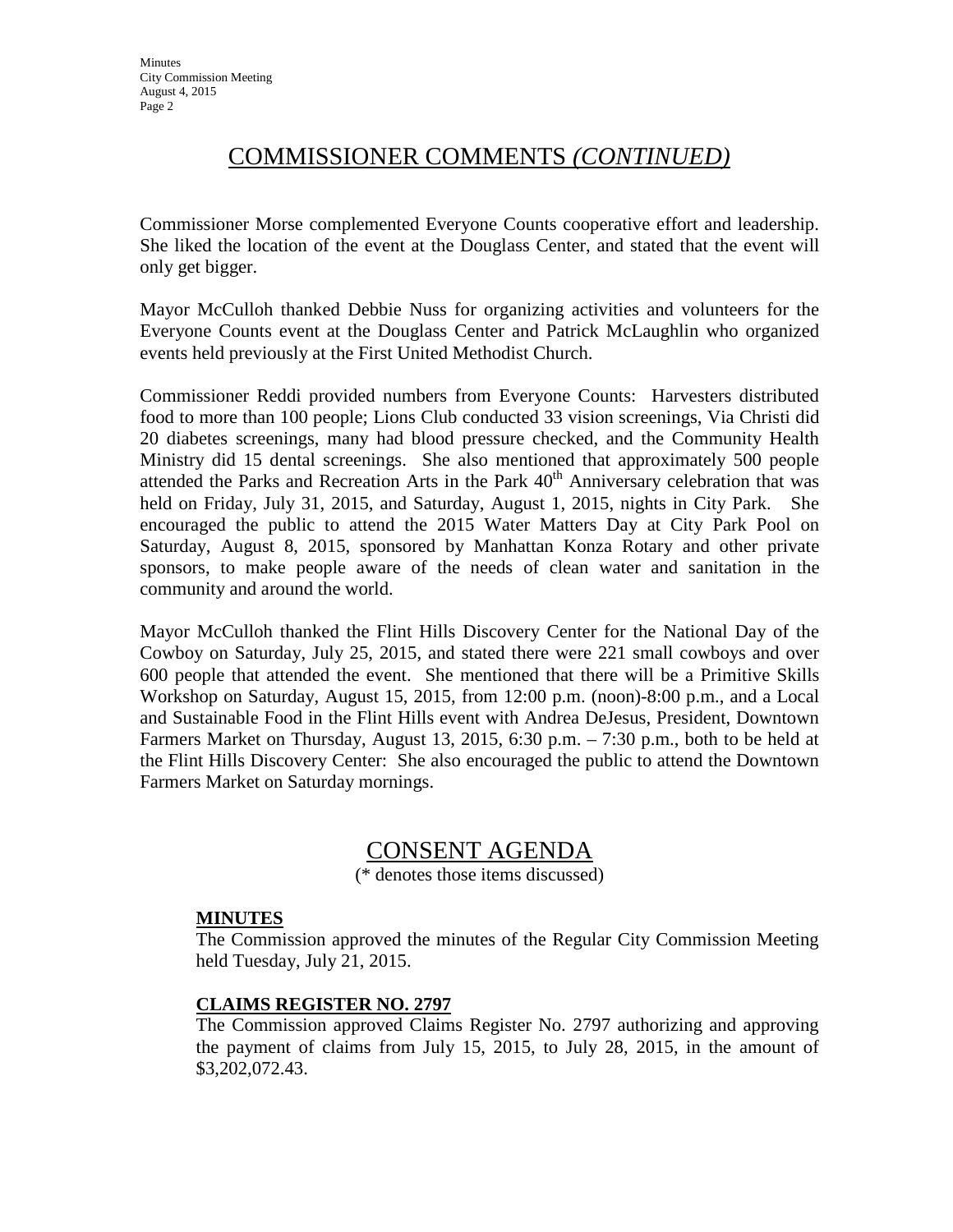## COMMISSIONER COMMENTS *(CONTINUED)*

Commissioner Morse complemented Everyone Counts cooperative effort and leadership. She liked the location of the event at the Douglass Center, and stated that the event will only get bigger.

Mayor McCulloh thanked Debbie Nuss for organizing activities and volunteers for the Everyone Counts event at the Douglass Center and Patrick McLaughlin who organized events held previously at the First United Methodist Church.

Commissioner Reddi provided numbers from Everyone Counts: Harvesters distributed food to more than 100 people; Lions Club conducted 33 vision screenings, Via Christi did 20 diabetes screenings, many had blood pressure checked, and the Community Health Ministry did 15 dental screenings. She also mentioned that approximately 500 people attended the Parks and Recreation Arts in the Park 40th Anniversary celebration that was held on Friday, July 31, 2015, and Saturday, August 1, 2015, nights in City Park. She encouraged the public to attend the 2015 Water Matters Day at City Park Pool on Saturday, August 8, 2015, sponsored by Manhattan Konza Rotary and other private sponsors, to make people aware of the needs of clean water and sanitation in the community and around the world.

Mayor McCulloh thanked the Flint Hills Discovery Center for the National Day of the Cowboy on Saturday, July 25, 2015, and stated there were 221 small cowboys and over 600 people that attended the event. She mentioned that there will be a Primitive Skills Workshop on Saturday, August 15, 2015, from 12:00 p.m. (noon)-8:00 p.m., and a Local and Sustainable Food in the Flint Hills event with Andrea DeJesus, President, Downtown Farmers Market on Thursday, August 13, 2015, 6:30 p.m. – 7:30 p.m., both to be held at the Flint Hills Discovery Center: She also encouraged the public to attend the Downtown Farmers Market on Saturday mornings.

## CONSENT AGENDA

(* denotes those items discussed)

### MINUTES

The Commission approved the minutes of the Regular City Commission Meeting held Tuesday, July 21, 2015.

### CLAIMS REGISTER NO. 2797

The Commission approved Claims Register No. 2797 authorizing and approving the payment of claims from July 15, 2015, to July 28, 2015, in the amount of $3,202,072.43.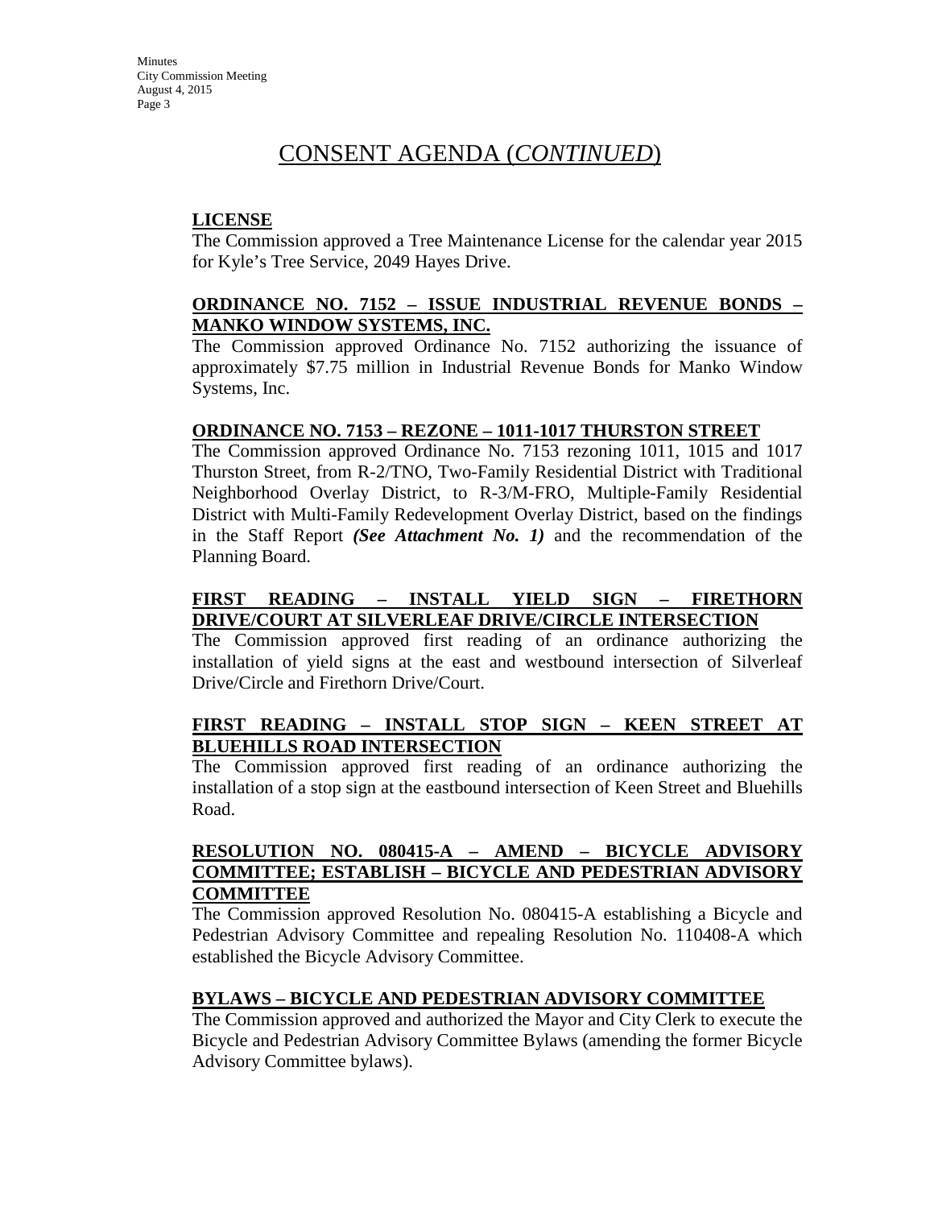# CONSENT AGENDA (*CONTINUED*)

**LICENSE**

The Commission approved a Tree Maintenance License for the calendar year 2015 for Kyle's Tree Service, 2049 Hayes Drive.

**ORDINANCE NO. 7152 – ISSUE INDUSTRIAL REVENUE BONDS – MANKO WINDOW SYSTEMS, INC.**

The Commission approved Ordinance No. 7152 authorizing the issuance of approximately $7.75 million in Industrial Revenue Bonds for Manko Window Systems, Inc.

**ORDINANCE NO. 7153 – REZONE – 1011-1017 THURSTON STREET**

The Commission approved Ordinance No. 7153 rezoning 1011, 1015 and 1017 Thurston Street, from R-2/TNO, Two-Family Residential District with Traditional Neighborhood Overlay District, to R-3/M-FRO, Multiple-Family Residential District with Multi-Family Redevelopment Overlay District, based on the findings in the Staff Report ***(See Attachment No. 1)*** and the recommendation of the Planning Board.

**FIRST READING – INSTALL YIELD SIGN – FIRETHORN DRIVE/COURT AT SILVERLEAF DRIVE/CIRCLE INTERSECTION**

The Commission approved first reading of an ordinance authorizing the installation of yield signs at the east and westbound intersection of Silverleaf Drive/Circle and Firethorn Drive/Court.

**FIRST READING – INSTALL STOP SIGN – KEEN STREET AT BLUEHILLS ROAD INTERSECTION**

The Commission approved first reading of an ordinance authorizing the installation of a stop sign at the eastbound intersection of Keen Street and Bluehills Road.

**RESOLUTION NO. 080415-A – AMEND – BICYCLE ADVISORY COMMITTEE; ESTABLISH – BICYCLE AND PEDESTRIAN ADVISORY COMMITTEE**

The Commission approved Resolution No. 080415-A establishing a Bicycle and Pedestrian Advisory Committee and repealing Resolution No. 110408-A which established the Bicycle Advisory Committee.

**BYLAWS – BICYCLE AND PEDESTRIAN ADVISORY COMMITTEE**

The Commission approved and authorized the Mayor and City Clerk to execute the Bicycle and Pedestrian Advisory Committee Bylaws (amending the former Bicycle Advisory Committee bylaws).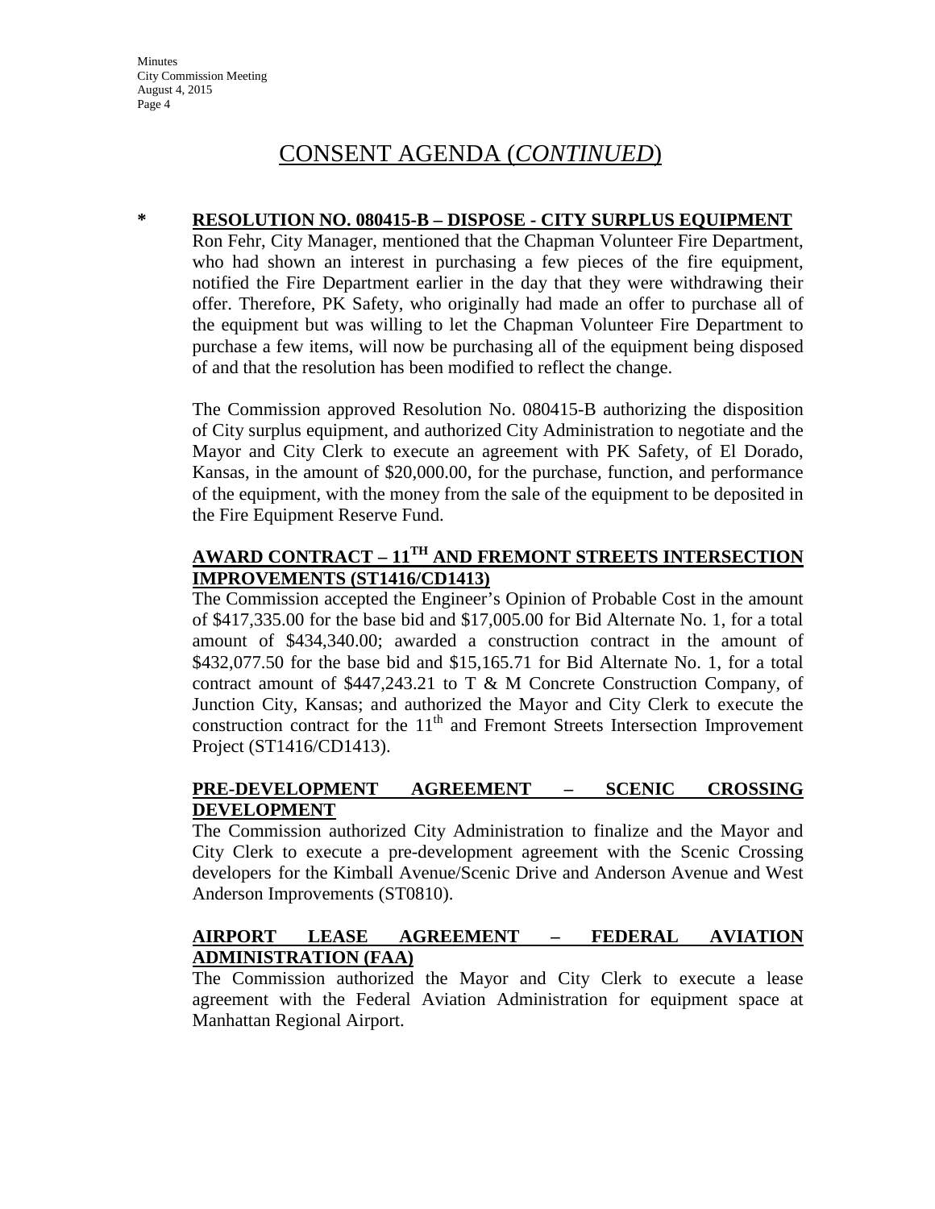# CONSENT AGENDA (*CONTINUED*)

**\* RESOLUTION NO. 080415-B – DISPOSE - CITY SURPLUS EQUIPMENT**

Ron Fehr, City Manager, mentioned that the Chapman Volunteer Fire Department, who had shown an interest in purchasing a few pieces of the fire equipment, notified the Fire Department earlier in the day that they were withdrawing their offer. Therefore, PK Safety, who originally had made an offer to purchase all of the equipment but was willing to let the Chapman Volunteer Fire Department to purchase a few items, will now be purchasing all of the equipment being disposed of and that the resolution has been modified to reflect the change.

The Commission approved Resolution No. 080415-B authorizing the disposition of City surplus equipment, and authorized City Administration to negotiate and the Mayor and City Clerk to execute an agreement with PK Safety, of El Dorado, Kansas, in the amount of $20,000.00, for the purchase, function, and performance of the equipment, with the money from the sale of the equipment to be deposited in the Fire Equipment Reserve Fund.

**AWARD CONTRACT – 11TH AND FREMONT STREETS INTERSECTION IMPROVEMENTS (ST1416/CD1413)**

The Commission accepted the Engineer's Opinion of Probable Cost in the amount of $417,335.00 for the base bid and $17,005.00 for Bid Alternate No. 1, for a total amount of $434,340.00; awarded a construction contract in the amount of $432,077.50 for the base bid and $15,165.71 for Bid Alternate No. 1, for a total contract amount of $447,243.21 to T & M Concrete Construction Company, of Junction City, Kansas; and authorized the Mayor and City Clerk to execute the construction contract for the 11th and Fremont Streets Intersection Improvement Project (ST1416/CD1413).

**PRE-DEVELOPMENT AGREEMENT – SCENIC CROSSING DEVELOPMENT**

The Commission authorized City Administration to finalize and the Mayor and City Clerk to execute a pre-development agreement with the Scenic Crossing developers for the Kimball Avenue/Scenic Drive and Anderson Avenue and West Anderson Improvements (ST0810).

**AIRPORT LEASE AGREEMENT – FEDERAL AVIATION ADMINISTRATION (FAA)**

The Commission authorized the Mayor and City Clerk to execute a lease agreement with the Federal Aviation Administration for equipment space at Manhattan Regional Airport.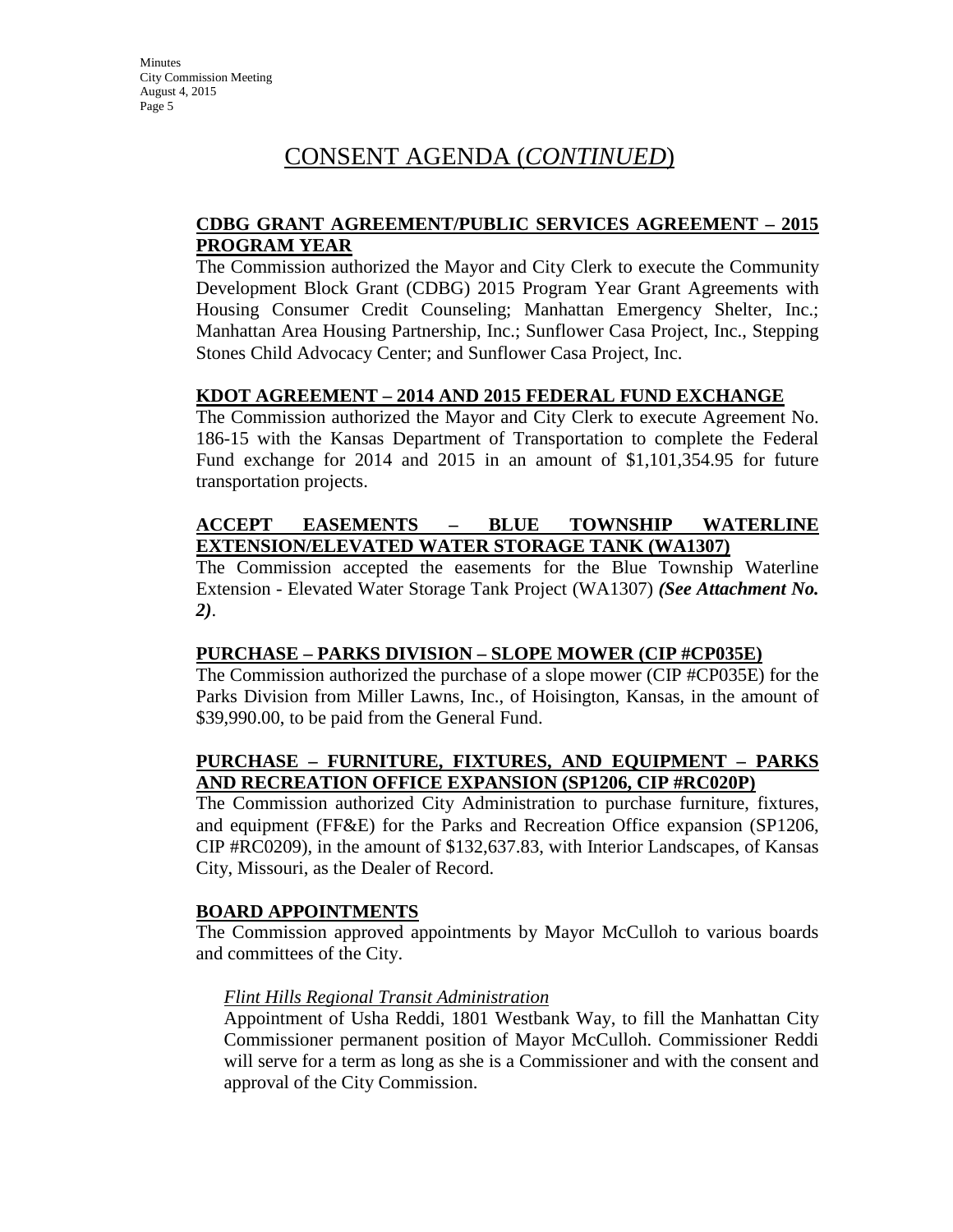# CONSENT AGENDA (*CONTINUED*)

**CDBG GRANT AGREEMENT/PUBLIC SERVICES AGREEMENT – 2015 PROGRAM YEAR**

The Commission authorized the Mayor and City Clerk to execute the Community Development Block Grant (CDBG) 2015 Program Year Grant Agreements with Housing Consumer Credit Counseling; Manhattan Emergency Shelter, Inc.; Manhattan Area Housing Partnership, Inc.; Sunflower Casa Project, Inc., Stepping Stones Child Advocacy Center; and Sunflower Casa Project, Inc.

**KDOT AGREEMENT – 2014 AND 2015 FEDERAL FUND EXCHANGE**

The Commission authorized the Mayor and City Clerk to execute Agreement No. 186-15 with the Kansas Department of Transportation to complete the Federal Fund exchange for 2014 and 2015 in an amount of $1,101,354.95 for future transportation projects.

**ACCEPT EASEMENTS – BLUE TOWNSHIP WATERLINE EXTENSION/ELEVATED WATER STORAGE TANK (WA1307)**

The Commission accepted the easements for the Blue Township Waterline Extension - Elevated Water Storage Tank Project (WA1307) ***(See Attachment No. 2)***.

**PURCHASE – PARKS DIVISION – SLOPE MOWER (CIP #CP035E)**

The Commission authorized the purchase of a slope mower (CIP #CP035E) for the Parks Division from Miller Lawns, Inc., of Hoisington, Kansas, in the amount of $39,990.00, to be paid from the General Fund.

**PURCHASE – FURNITURE, FIXTURES, AND EQUIPMENT – PARKS AND RECREATION OFFICE EXPANSION (SP1206, CIP #RC020P)**

The Commission authorized City Administration to purchase furniture, fixtures, and equipment (FF&E) for the Parks and Recreation Office expansion (SP1206, CIP #RC0209), in the amount of $132,637.83, with Interior Landscapes, of Kansas City, Missouri, as the Dealer of Record.

**BOARD APPOINTMENTS**

The Commission approved appointments by Mayor McCulloh to various boards and committees of the City.

*Flint Hills Regional Transit Administration*

Appointment of Usha Reddi, 1801 Westbank Way, to fill the Manhattan City Commissioner permanent position of Mayor McCulloh. Commissioner Reddi will serve for a term as long as she is a Commissioner and with the consent and approval of the City Commission.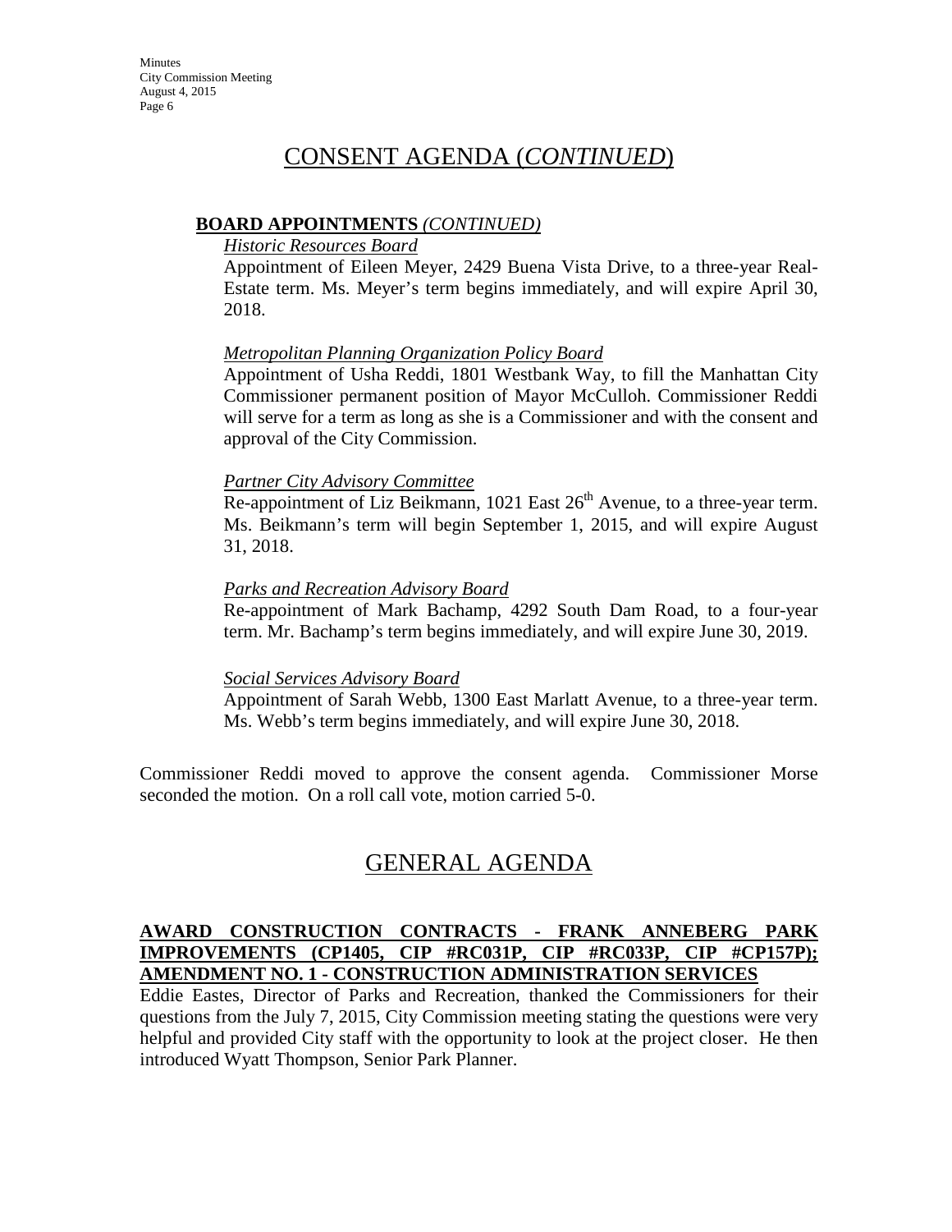## CONSENT AGENDA (*CONTINUED*)

**BOARD APPOINTMENTS** *(CONTINUED)*

*Historic Resources Board*

Appointment of Eileen Meyer, 2429 Buena Vista Drive, to a three-year Real-Estate term. Ms. Meyer's term begins immediately, and will expire April 30, 2018.

*Metropolitan Planning Organization Policy Board*

Appointment of Usha Reddi, 1801 Westbank Way, to fill the Manhattan City Commissioner permanent position of Mayor McCulloh. Commissioner Reddi will serve for a term as long as she is a Commissioner and with the consent and approval of the City Commission.

*Partner City Advisory Committee*

Re-appointment of Liz Beikmann, 1021 East 26th Avenue, to a three-year term. Ms. Beikmann's term will begin September 1, 2015, and will expire August 31, 2018.

*Parks and Recreation Advisory Board*

Re-appointment of Mark Bachamp, 4292 South Dam Road, to a four-year term. Mr. Bachamp's term begins immediately, and will expire June 30, 2019.

*Social Services Advisory Board*

Appointment of Sarah Webb, 1300 East Marlatt Avenue, to a three-year term. Ms. Webb's term begins immediately, and will expire June 30, 2018.

Commissioner Reddi moved to approve the consent agenda. Commissioner Morse seconded the motion. On a roll call vote, motion carried 5-0.

## GENERAL AGENDA

**AWARD CONSTRUCTION CONTRACTS - FRANK ANNEBERG PARK IMPROVEMENTS (CP1405, CIP #RC031P, CIP #RC033P, CIP #CP157P); AMENDMENT NO. 1 - CONSTRUCTION ADMINISTRATION SERVICES**

Eddie Eastes, Director of Parks and Recreation, thanked the Commissioners for their questions from the July 7, 2015, City Commission meeting stating the questions were very helpful and provided City staff with the opportunity to look at the project closer. He then introduced Wyatt Thompson, Senior Park Planner.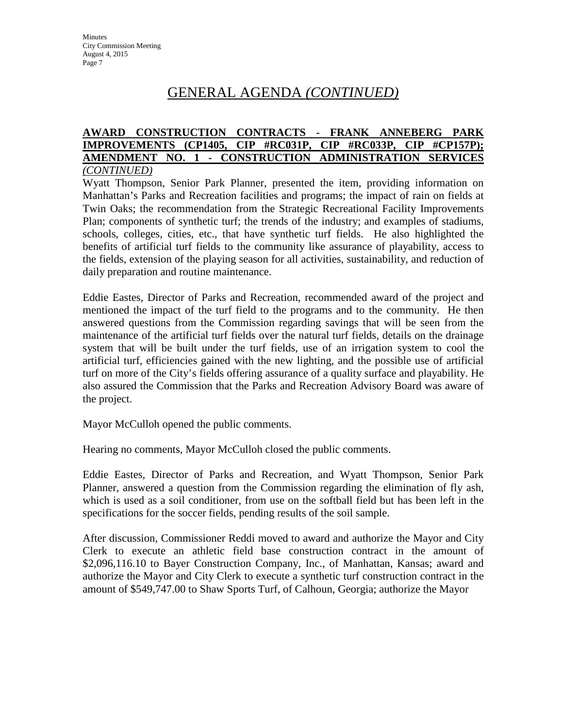## GENERAL AGENDA *(CONTINUED)*

**AWARD CONSTRUCTION CONTRACTS - FRANK ANNEBERG PARK IMPROVEMENTS (CP1405, CIP #RC031P, CIP #RC033P, CIP #CP157P); AMENDMENT NO. 1 - CONSTRUCTION ADMINISTRATION SERVICES** *(CONTINUED)*

Wyatt Thompson, Senior Park Planner, presented the item, providing information on Manhattan's Parks and Recreation facilities and programs; the impact of rain on fields at Twin Oaks; the recommendation from the Strategic Recreational Facility Improvements Plan; components of synthetic turf; the trends of the industry; and examples of stadiums, schools, colleges, cities, etc., that have synthetic turf fields. He also highlighted the benefits of artificial turf fields to the community like assurance of playability, access to the fields, extension of the playing season for all activities, sustainability, and reduction of daily preparation and routine maintenance.

Eddie Eastes, Director of Parks and Recreation, recommended award of the project and mentioned the impact of the turf field to the programs and to the community. He then answered questions from the Commission regarding savings that will be seen from the maintenance of the artificial turf fields over the natural turf fields, details on the drainage system that will be built under the turf fields, use of an irrigation system to cool the artificial turf, efficiencies gained with the new lighting, and the possible use of artificial turf on more of the City's fields offering assurance of a quality surface and playability. He also assured the Commission that the Parks and Recreation Advisory Board was aware of the project.

Mayor McCulloh opened the public comments.

Hearing no comments, Mayor McCulloh closed the public comments.

Eddie Eastes, Director of Parks and Recreation, and Wyatt Thompson, Senior Park Planner, answered a question from the Commission regarding the elimination of fly ash, which is used as a soil conditioner, from use on the softball field but has been left in the specifications for the soccer fields, pending results of the soil sample.

After discussion, Commissioner Reddi moved to award and authorize the Mayor and City Clerk to execute an athletic field base construction contract in the amount of $2,096,116.10 to Bayer Construction Company, Inc., of Manhattan, Kansas; award and authorize the Mayor and City Clerk to execute a synthetic turf construction contract in the amount of $549,747.00 to Shaw Sports Turf, of Calhoun, Georgia; authorize the Mayor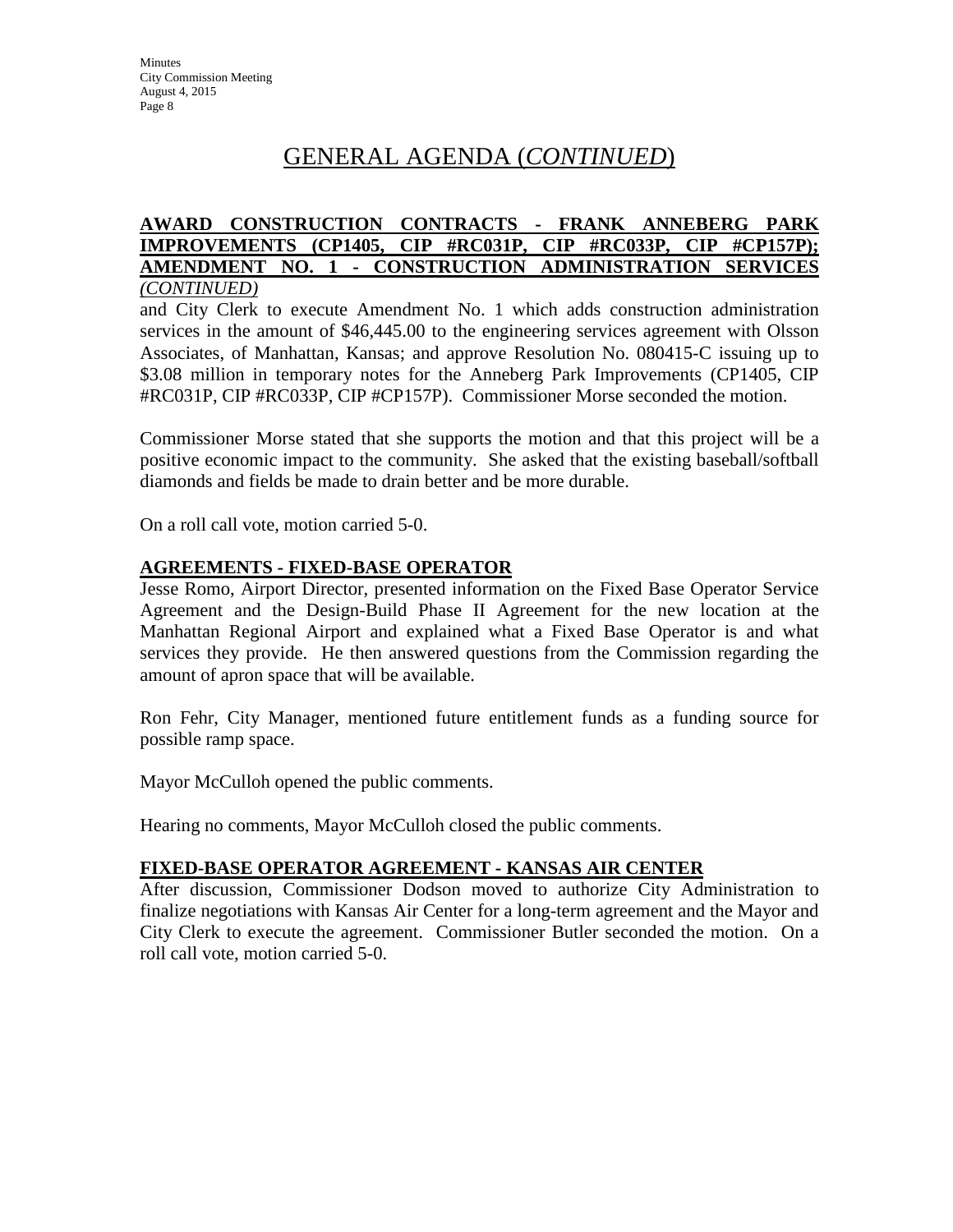# GENERAL AGENDA (*CONTINUED*)

**AWARD CONSTRUCTION CONTRACTS - FRANK ANNEBERG PARK IMPROVEMENTS (CP1405, CIP #RC031P, CIP #RC033P, CIP #CP157P); AMENDMENT NO. 1 - CONSTRUCTION ADMINISTRATION SERVICES** *(CONTINUED)*

and City Clerk to execute Amendment No. 1 which adds construction administration services in the amount of $46,445.00 to the engineering services agreement with Olsson Associates, of Manhattan, Kansas; and approve Resolution No. 080415-C issuing up to $3.08 million in temporary notes for the Anneberg Park Improvements (CP1405, CIP #RC031P, CIP #RC033P, CIP #CP157P). Commissioner Morse seconded the motion.

Commissioner Morse stated that she supports the motion and that this project will be a positive economic impact to the community. She asked that the existing baseball/softball diamonds and fields be made to drain better and be more durable.

On a roll call vote, motion carried 5-0.

**AGREEMENTS - FIXED-BASE OPERATOR**

Jesse Romo, Airport Director, presented information on the Fixed Base Operator Service Agreement and the Design-Build Phase II Agreement for the new location at the Manhattan Regional Airport and explained what a Fixed Base Operator is and what services they provide. He then answered questions from the Commission regarding the amount of apron space that will be available.

Ron Fehr, City Manager, mentioned future entitlement funds as a funding source for possible ramp space.

Mayor McCulloh opened the public comments.

Hearing no comments, Mayor McCulloh closed the public comments.

**FIXED-BASE OPERATOR AGREEMENT - KANSAS AIR CENTER**

After discussion, Commissioner Dodson moved to authorize City Administration to finalize negotiations with Kansas Air Center for a long-term agreement and the Mayor and City Clerk to execute the agreement. Commissioner Butler seconded the motion. On a roll call vote, motion carried 5-0.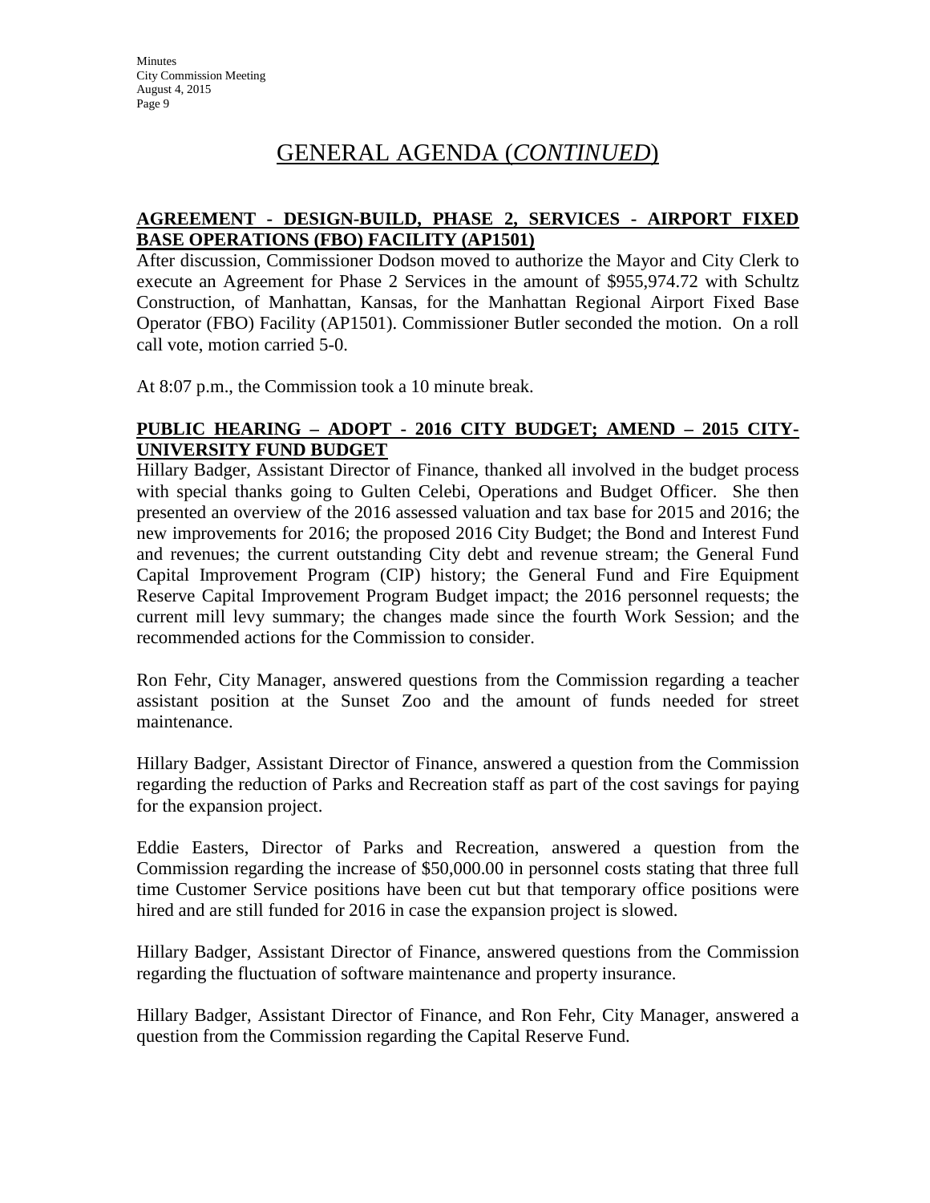# GENERAL AGENDA (*CONTINUED*)

**AGREEMENT - DESIGN-BUILD, PHASE 2, SERVICES - AIRPORT FIXED BASE OPERATIONS (FBO) FACILITY (AP1501)**

After discussion, Commissioner Dodson moved to authorize the Mayor and City Clerk to execute an Agreement for Phase 2 Services in the amount of $955,974.72 with Schultz Construction, of Manhattan, Kansas, for the Manhattan Regional Airport Fixed Base Operator (FBO) Facility (AP1501). Commissioner Butler seconded the motion. On a roll call vote, motion carried 5-0.

At 8:07 p.m., the Commission took a 10 minute break.

**PUBLIC HEARING – ADOPT - 2016 CITY BUDGET; AMEND – 2015 CITY-UNIVERSITY FUND BUDGET**

Hillary Badger, Assistant Director of Finance, thanked all involved in the budget process with special thanks going to Gulten Celebi, Operations and Budget Officer. She then presented an overview of the 2016 assessed valuation and tax base for 2015 and 2016; the new improvements for 2016; the proposed 2016 City Budget; the Bond and Interest Fund and revenues; the current outstanding City debt and revenue stream; the General Fund Capital Improvement Program (CIP) history; the General Fund and Fire Equipment Reserve Capital Improvement Program Budget impact; the 2016 personnel requests; the current mill levy summary; the changes made since the fourth Work Session; and the recommended actions for the Commission to consider.

Ron Fehr, City Manager, answered questions from the Commission regarding a teacher assistant position at the Sunset Zoo and the amount of funds needed for street maintenance.

Hillary Badger, Assistant Director of Finance, answered a question from the Commission regarding the reduction of Parks and Recreation staff as part of the cost savings for paying for the expansion project.

Eddie Easters, Director of Parks and Recreation, answered a question from the Commission regarding the increase of $50,000.00 in personnel costs stating that three full time Customer Service positions have been cut but that temporary office positions were hired and are still funded for 2016 in case the expansion project is slowed.

Hillary Badger, Assistant Director of Finance, answered questions from the Commission regarding the fluctuation of software maintenance and property insurance.

Hillary Badger, Assistant Director of Finance, and Ron Fehr, City Manager, answered a question from the Commission regarding the Capital Reserve Fund.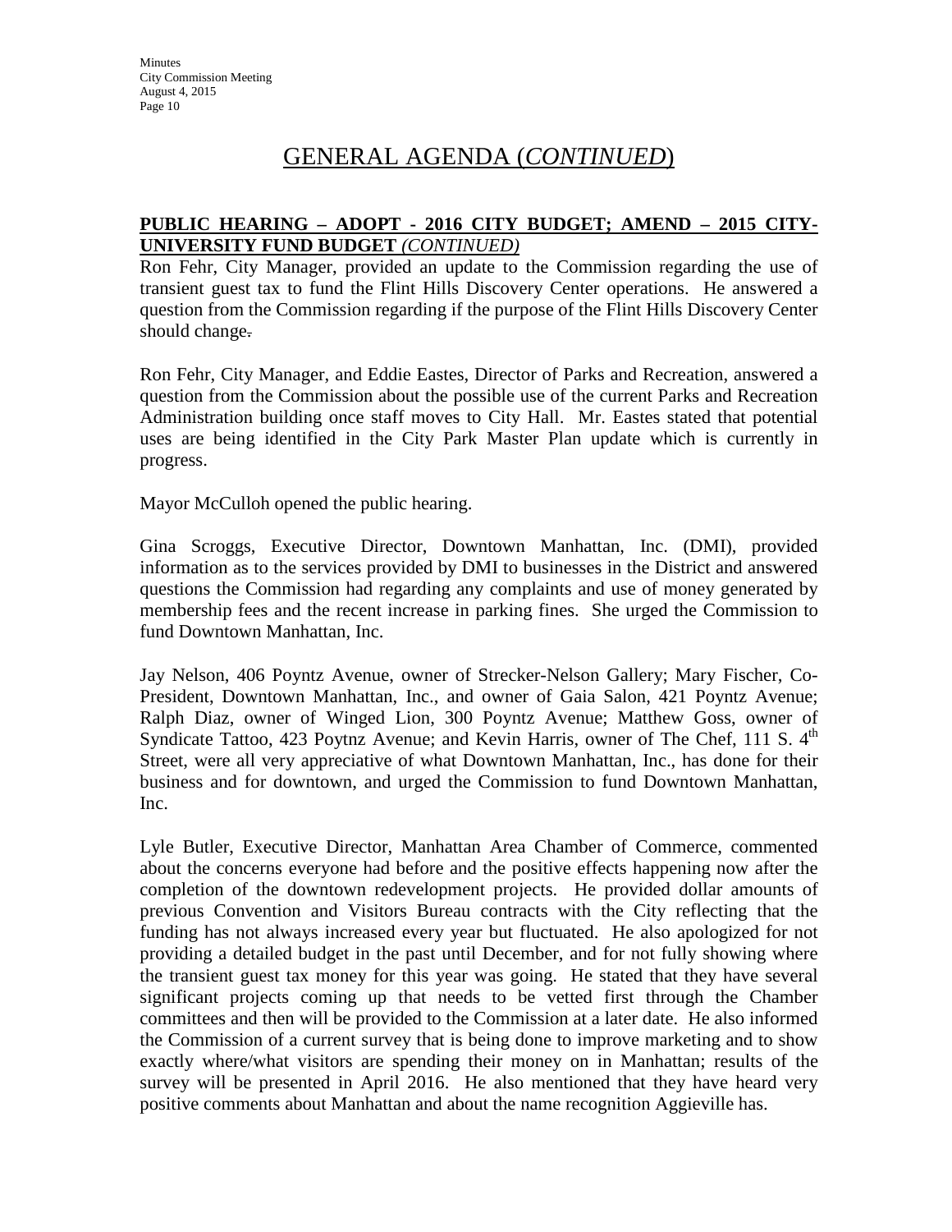# GENERAL AGENDA (*CONTINUED*)

**PUBLIC HEARING – ADOPT - 2016 CITY BUDGET; AMEND – 2015 CITY-UNIVERSITY FUND BUDGET** ***(CONTINUED)***

Ron Fehr, City Manager, provided an update to the Commission regarding the use of transient guest tax to fund the Flint Hills Discovery Center operations. He answered a question from the Commission regarding if the purpose of the Flint Hills Discovery Center should change.

Ron Fehr, City Manager, and Eddie Eastes, Director of Parks and Recreation, answered a question from the Commission about the possible use of the current Parks and Recreation Administration building once staff moves to City Hall. Mr. Eastes stated that potential uses are being identified in the City Park Master Plan update which is currently in progress.

Mayor McCulloh opened the public hearing.

Gina Scroggs, Executive Director, Downtown Manhattan, Inc. (DMI), provided information as to the services provided by DMI to businesses in the District and answered questions the Commission had regarding any complaints and use of money generated by membership fees and the recent increase in parking fines. She urged the Commission to fund Downtown Manhattan, Inc.

Jay Nelson, 406 Poyntz Avenue, owner of Strecker-Nelson Gallery; Mary Fischer, Co-President, Downtown Manhattan, Inc., and owner of Gaia Salon, 421 Poyntz Avenue; Ralph Diaz, owner of Winged Lion, 300 Poyntz Avenue; Matthew Goss, owner of Syndicate Tattoo, 423 Poytnz Avenue; and Kevin Harris, owner of The Chef, 111 S. 4th Street, were all very appreciative of what Downtown Manhattan, Inc., has done for their business and for downtown, and urged the Commission to fund Downtown Manhattan, Inc.

Lyle Butler, Executive Director, Manhattan Area Chamber of Commerce, commented about the concerns everyone had before and the positive effects happening now after the completion of the downtown redevelopment projects. He provided dollar amounts of previous Convention and Visitors Bureau contracts with the City reflecting that the funding has not always increased every year but fluctuated. He also apologized for not providing a detailed budget in the past until December, and for not fully showing where the transient guest tax money for this year was going. He stated that they have several significant projects coming up that needs to be vetted first through the Chamber committees and then will be provided to the Commission at a later date. He also informed the Commission of a current survey that is being done to improve marketing and to show exactly where/what visitors are spending their money on in Manhattan; results of the survey will be presented in April 2016. He also mentioned that they have heard very positive comments about Manhattan and about the name recognition Aggieville has.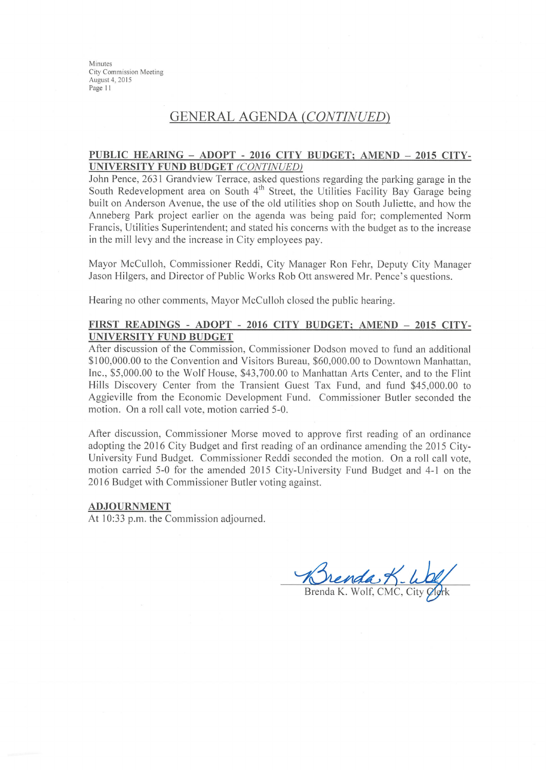## GENERAL AGENDA *(CONTINUED)*

**PUBLIC HEARING – ADOPT - 2016 CITY BUDGET; AMEND – 2015 CITY-UNIVERSITY FUND BUDGET** *(CONTINUED)*

John Pence, 2631 Grandview Terrace, asked questions regarding the parking garage in the South Redevelopment area on South 4th Street, the Utilities Facility Bay Garage being built on Anderson Avenue, the use of the old utilities shop on South Juliette, and how the Anneberg Park project earlier on the agenda was being paid for; complemented Norm Francis, Utilities Superintendent; and stated his concerns with the budget as to the increase in the mill levy and the increase in City employees pay.

Mayor McCulloh, Commissioner Reddi, City Manager Ron Fehr, Deputy City Manager Jason Hilgers, and Director of Public Works Rob Ott answered Mr. Pence's questions.

Hearing no other comments, Mayor McCulloh closed the public hearing.

**FIRST READINGS - ADOPT - 2016 CITY BUDGET; AMEND – 2015 CITY-UNIVERSITY FUND BUDGET**

After discussion of the Commission, Commissioner Dodson moved to fund an additional $100,000.00 to the Convention and Visitors Bureau, $60,000.00 to Downtown Manhattan, Inc., $5,000.00 to the Wolf House, $43,700.00 to Manhattan Arts Center, and to the Flint Hills Discovery Center from the Transient Guest Tax Fund, and fund $45,000.00 to Aggieville from the Economic Development Fund. Commissioner Butler seconded the motion. On a roll call vote, motion carried 5-0.

After discussion, Commissioner Morse moved to approve first reading of an ordinance adopting the 2016 City Budget and first reading of an ordinance amending the 2015 City-University Fund Budget. Commissioner Reddi seconded the motion. On a roll call vote, motion carried 5-0 for the amended 2015 City-University Fund Budget and 4-1 on the 2016 Budget with Commissioner Butler voting against.

**ADJOURNMENT**

At 10:33 p.m. the Commission adjourned.

Brenda K. Wolf, CMC, City Clerk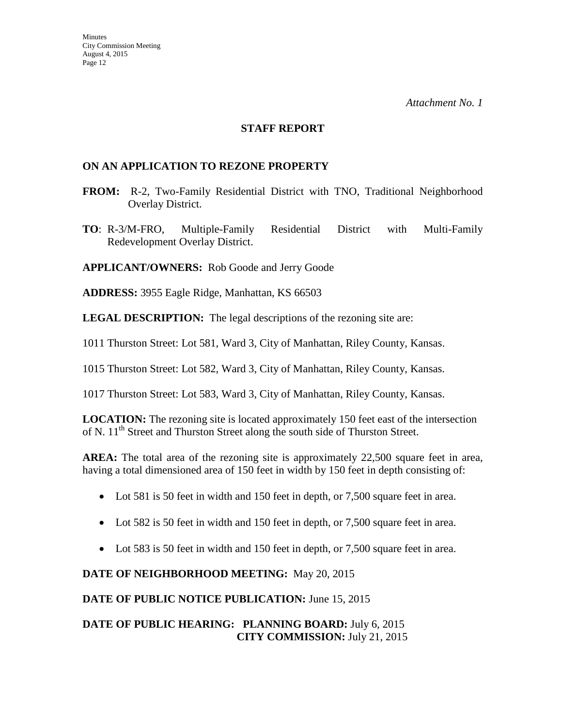*Attachment No. 1*

**STAFF REPORT**

**ON AN APPLICATION TO REZONE PROPERTY**

**FROM:** R-2, Two-Family Residential District with TNO, Traditional Neighborhood Overlay District.

**TO**: R-3/M-FRO, Multiple-Family Residential District with Multi-Family Redevelopment Overlay District.

**APPLICANT/OWNERS:** Rob Goode and Jerry Goode

**ADDRESS:** 3955 Eagle Ridge, Manhattan, KS 66503

**LEGAL DESCRIPTION:** The legal descriptions of the rezoning site are:

1011 Thurston Street: Lot 581, Ward 3, City of Manhattan, Riley County, Kansas.

1015 Thurston Street: Lot 582, Ward 3, City of Manhattan, Riley County, Kansas.

1017 Thurston Street: Lot 583, Ward 3, City of Manhattan, Riley County, Kansas.

**LOCATION:** The rezoning site is located approximately 150 feet east of the intersection of N. 11th Street and Thurston Street along the south side of Thurston Street.

**AREA:** The total area of the rezoning site is approximately 22,500 square feet in area, having a total dimensioned area of 150 feet in width by 150 feet in depth consisting of:

- Lot 581 is 50 feet in width and 150 feet in depth, or 7,500 square feet in area.
- Lot 582 is 50 feet in width and 150 feet in depth, or 7,500 square feet in area.
- Lot 583 is 50 feet in width and 150 feet in depth, or 7,500 square feet in area.

**DATE OF NEIGHBORHOOD MEETING:** May 20, 2015

**DATE OF PUBLIC NOTICE PUBLICATION:** June 15, 2015

**DATE OF PUBLIC HEARING: PLANNING BOARD:** July 6, 2015
**CITY COMMISSION:** July 21, 2015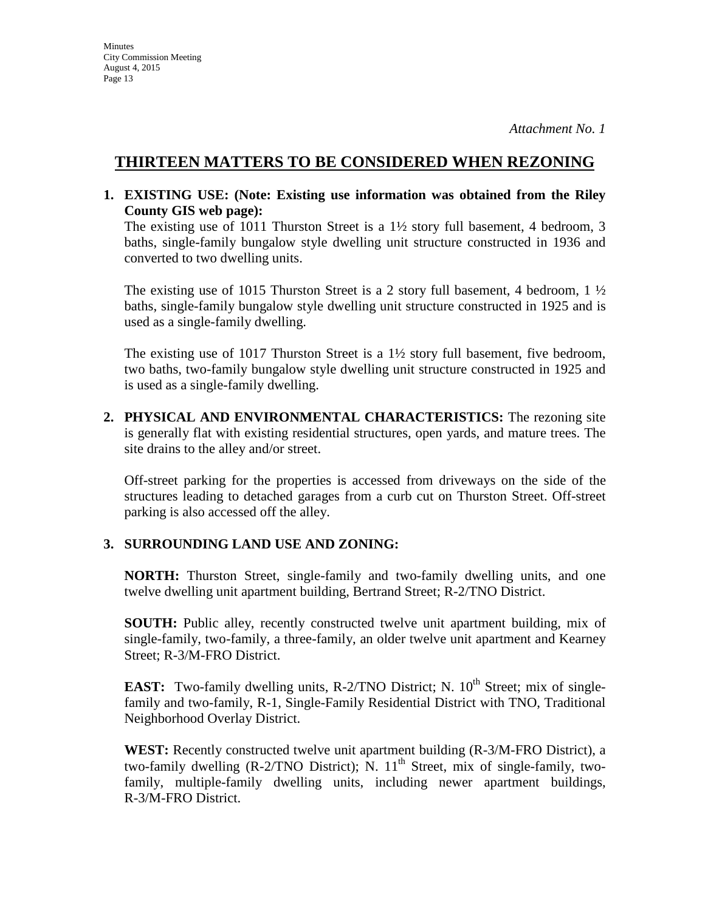*Attachment No. 1*

## THIRTEEN MATTERS TO BE CONSIDERED WHEN REZONING

**1. EXISTING USE: (Note: Existing use information was obtained from the Riley County GIS web page):**

The existing use of 1011 Thurston Street is a 1½ story full basement, 4 bedroom, 3 baths, single-family bungalow style dwelling unit structure constructed in 1936 and converted to two dwelling units.

The existing use of 1015 Thurston Street is a 2 story full basement, 4 bedroom, 1 ½ baths, single-family bungalow style dwelling unit structure constructed in 1925 and is used as a single-family dwelling.

The existing use of 1017 Thurston Street is a 1½ story full basement, five bedroom, two baths, two-family bungalow style dwelling unit structure constructed in 1925 and is used as a single-family dwelling.

**2. PHYSICAL AND ENVIRONMENTAL CHARACTERISTICS:** The rezoning site is generally flat with existing residential structures, open yards, and mature trees. The site drains to the alley and/or street.

Off-street parking for the properties is accessed from driveways on the side of the structures leading to detached garages from a curb cut on Thurston Street. Off-street parking is also accessed off the alley.

**3. SURROUNDING LAND USE AND ZONING:**

**NORTH:** Thurston Street, single-family and two-family dwelling units, and one twelve dwelling unit apartment building, Bertrand Street; R-2/TNO District.

**SOUTH:** Public alley, recently constructed twelve unit apartment building, mix of single-family, two-family, a three-family, an older twelve unit apartment and Kearney Street; R-3/M-FRO District.

**EAST:** Two-family dwelling units, R-2/TNO District; N. 10th Street; mix of single-family and two-family, R-1, Single-Family Residential District with TNO, Traditional Neighborhood Overlay District.

**WEST:** Recently constructed twelve unit apartment building (R-3/M-FRO District), a two-family dwelling (R-2/TNO District); N. 11th Street, mix of single-family, two-family, multiple-family dwelling units, including newer apartment buildings, R-3/M-FRO District.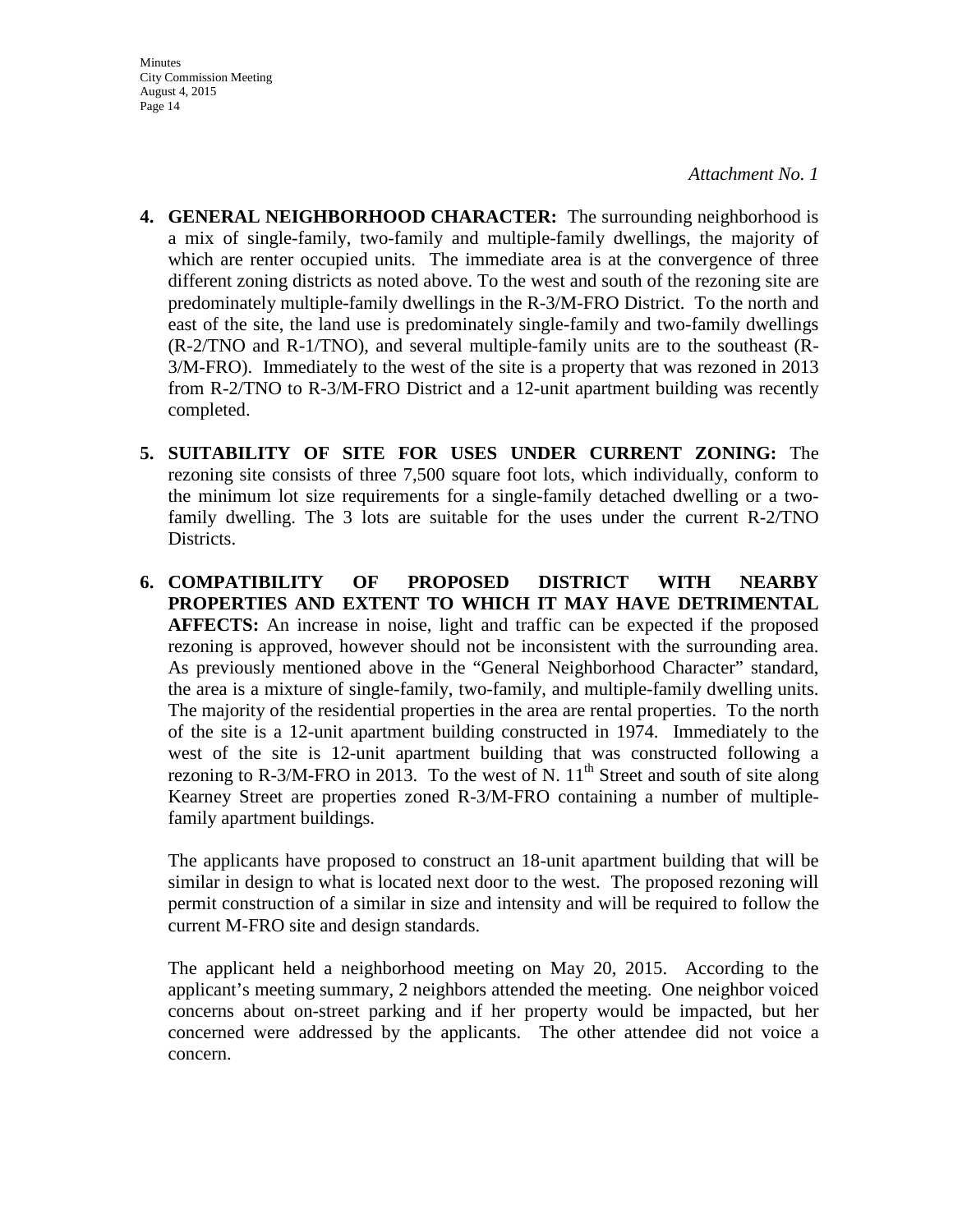*Attachment No. 1*

4. **GENERAL NEIGHBORHOOD CHARACTER:** The surrounding neighborhood is a mix of single-family, two-family and multiple-family dwellings, the majority of which are renter occupied units. The immediate area is at the convergence of three different zoning districts as noted above. To the west and south of the rezoning site are predominately multiple-family dwellings in the R-3/M-FRO District. To the north and east of the site, the land use is predominately single-family and two-family dwellings (R-2/TNO and R-1/TNO), and several multiple-family units are to the southeast (R-3/M-FRO). Immediately to the west of the site is a property that was rezoned in 2013 from R-2/TNO to R-3/M-FRO District and a 12-unit apartment building was recently completed.

5. **SUITABILITY OF SITE FOR USES UNDER CURRENT ZONING:** The rezoning site consists of three 7,500 square foot lots, which individually, conform to the minimum lot size requirements for a single-family detached dwelling or a two-family dwelling. The 3 lots are suitable for the uses under the current R-2/TNO Districts.

6. **COMPATIBILITY OF PROPOSED DISTRICT WITH NEARBY PROPERTIES AND EXTENT TO WHICH IT MAY HAVE DETRIMENTAL AFFECTS:** An increase in noise, light and traffic can be expected if the proposed rezoning is approved, however should not be inconsistent with the surrounding area. As previously mentioned above in the "General Neighborhood Character" standard, the area is a mixture of single-family, two-family, and multiple-family dwelling units. The majority of the residential properties in the area are rental properties. To the north of the site is a 12-unit apartment building constructed in 1974. Immediately to the west of the site is 12-unit apartment building that was constructed following a rezoning to R-3/M-FRO in 2013. To the west of N. 11th Street and south of site along Kearney Street are properties zoned R-3/M-FRO containing a number of multiple-family apartment buildings.

   The applicants have proposed to construct an 18-unit apartment building that will be similar in design to what is located next door to the west. The proposed rezoning will permit construction of a similar in size and intensity and will be required to follow the current M-FRO site and design standards.

   The applicant held a neighborhood meeting on May 20, 2015. According to the applicant's meeting summary, 2 neighbors attended the meeting. One neighbor voiced concerns about on-street parking and if her property would be impacted, but her concerned were addressed by the applicants. The other attendee did not voice a concern.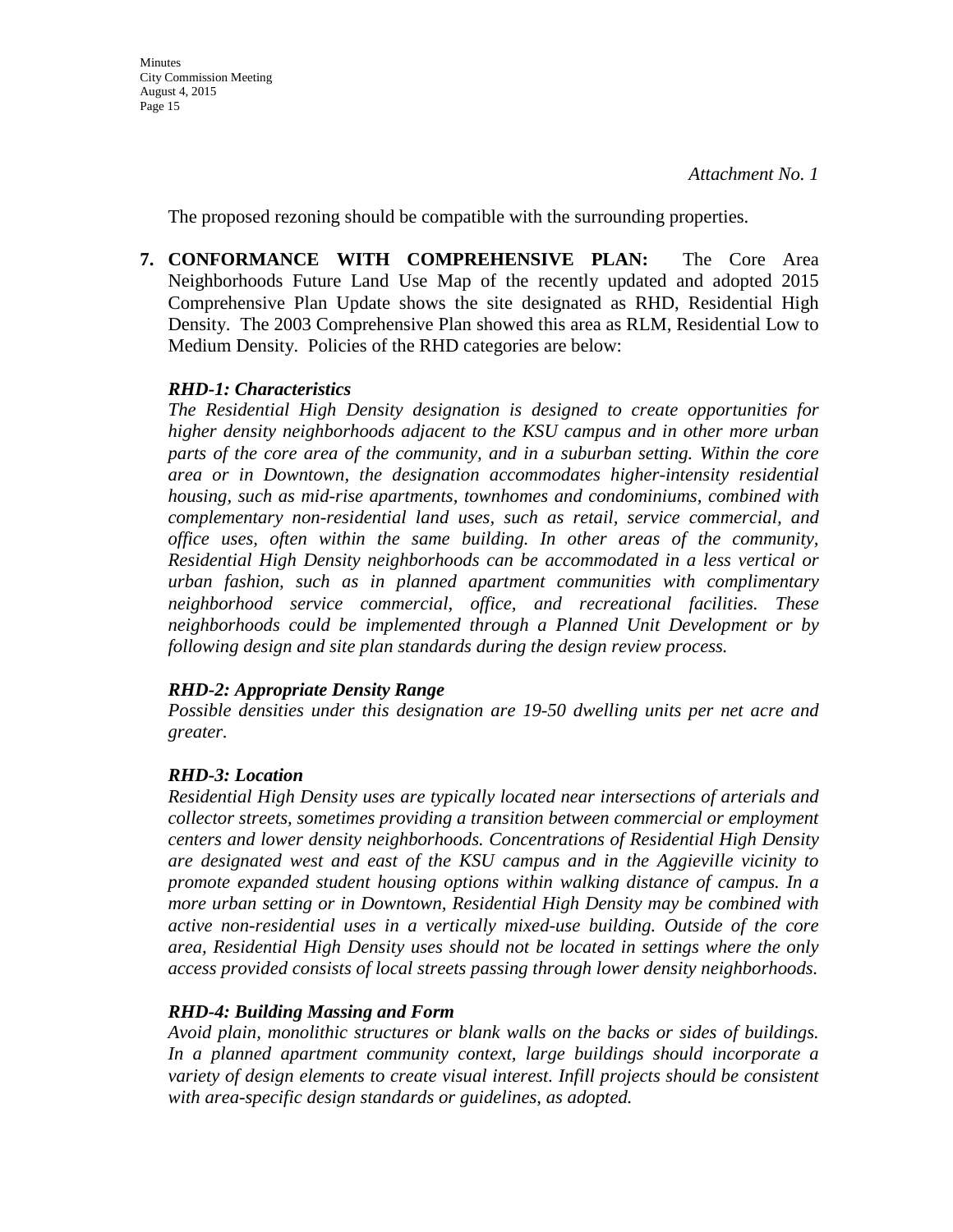*Attachment No. 1*

The proposed rezoning should be compatible with the surrounding properties.

7. **CONFORMANCE WITH COMPREHENSIVE PLAN:** The Core Area Neighborhoods Future Land Use Map of the recently updated and adopted 2015 Comprehensive Plan Update shows the site designated as RHD, Residential High Density. The 2003 Comprehensive Plan showed this area as RLM, Residential Low to Medium Density. Policies of the RHD categories are below:

   ***RHD-1: Characteristics***
   *The Residential High Density designation is designed to create opportunities for higher density neighborhoods adjacent to the KSU campus and in other more urban parts of the core area of the community, and in a suburban setting. Within the core area or in Downtown, the designation accommodates higher-intensity residential housing, such as mid-rise apartments, townhomes and condominiums, combined with complementary non-residential land uses, such as retail, service commercial, and office uses, often within the same building. In other areas of the community, Residential High Density neighborhoods can be accommodated in a less vertical or urban fashion, such as in planned apartment communities with complimentary neighborhood service commercial, office, and recreational facilities. These neighborhoods could be implemented through a Planned Unit Development or by following design and site plan standards during the design review process.*

   ***RHD-2: Appropriate Density Range***
   *Possible densities under this designation are 19-50 dwelling units per net acre and greater.*

   ***RHD-3: Location***
   *Residential High Density uses are typically located near intersections of arterials and collector streets, sometimes providing a transition between commercial or employment centers and lower density neighborhoods. Concentrations of Residential High Density are designated west and east of the KSU campus and in the Aggieville vicinity to promote expanded student housing options within walking distance of campus. In a more urban setting or in Downtown, Residential High Density may be combined with active non-residential uses in a vertically mixed-use building. Outside of the core area, Residential High Density uses should not be located in settings where the only access provided consists of local streets passing through lower density neighborhoods.*

   ***RHD-4: Building Massing and Form***
   *Avoid plain, monolithic structures or blank walls on the backs or sides of buildings. In a planned apartment community context, large buildings should incorporate a variety of design elements to create visual interest. Infill projects should be consistent with area-specific design standards or guidelines, as adopted.*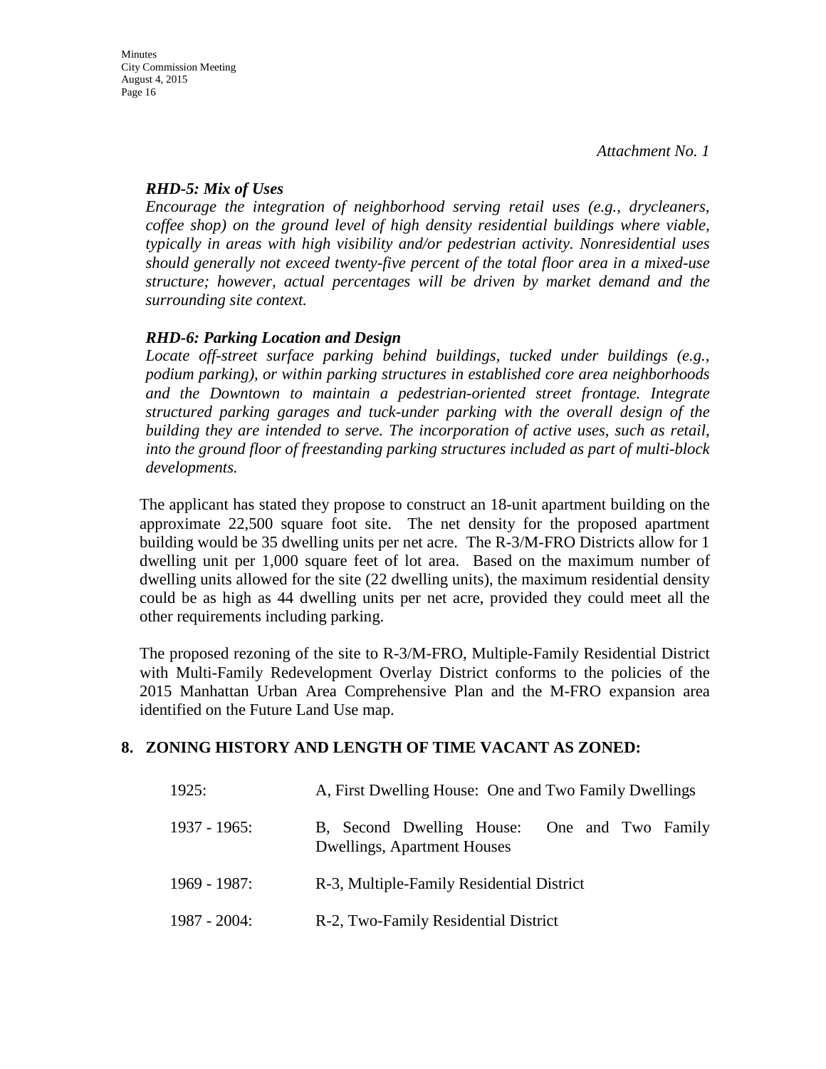*Attachment No. 1*

***RHD-5: Mix of Uses***

*Encourage the integration of neighborhood serving retail uses (e.g., drycleaners, coffee shop) on the ground level of high density residential buildings where viable, typically in areas with high visibility and/or pedestrian activity. Nonresidential uses should generally not exceed twenty-five percent of the total floor area in a mixed-use structure; however, actual percentages will be driven by market demand and the surrounding site context.*

***RHD-6: Parking Location and Design***

*Locate off-street surface parking behind buildings, tucked under buildings (e.g., podium parking), or within parking structures in established core area neighborhoods and the Downtown to maintain a pedestrian-oriented street frontage. Integrate structured parking garages and tuck-under parking with the overall design of the building they are intended to serve. The incorporation of active uses, such as retail, into the ground floor of freestanding parking structures included as part of multi-block developments.*

The applicant has stated they propose to construct an 18-unit apartment building on the approximate 22,500 square foot site. The net density for the proposed apartment building would be 35 dwelling units per net acre. The R-3/M-FRO Districts allow for 1 dwelling unit per 1,000 square feet of lot area. Based on the maximum number of dwelling units allowed for the site (22 dwelling units), the maximum residential density could be as high as 44 dwelling units per net acre, provided they could meet all the other requirements including parking.

The proposed rezoning of the site to R-3/M-FRO, Multiple-Family Residential District with Multi-Family Redevelopment Overlay District conforms to the policies of the 2015 Manhattan Urban Area Comprehensive Plan and the M-FRO expansion area identified on the Future Land Use map.

## 8. ZONING HISTORY AND LENGTH OF TIME VACANT AS ZONED:

| | |
|---|---|
| 1925: | A, First Dwelling House: One and Two Family Dwellings |
| 1937 - 1965: | B, Second Dwelling House: One and Two Family Dwellings, Apartment Houses |
| 1969 - 1987: | R-3, Multiple-Family Residential District |
| 1987 - 2004: | R-2, Two-Family Residential District |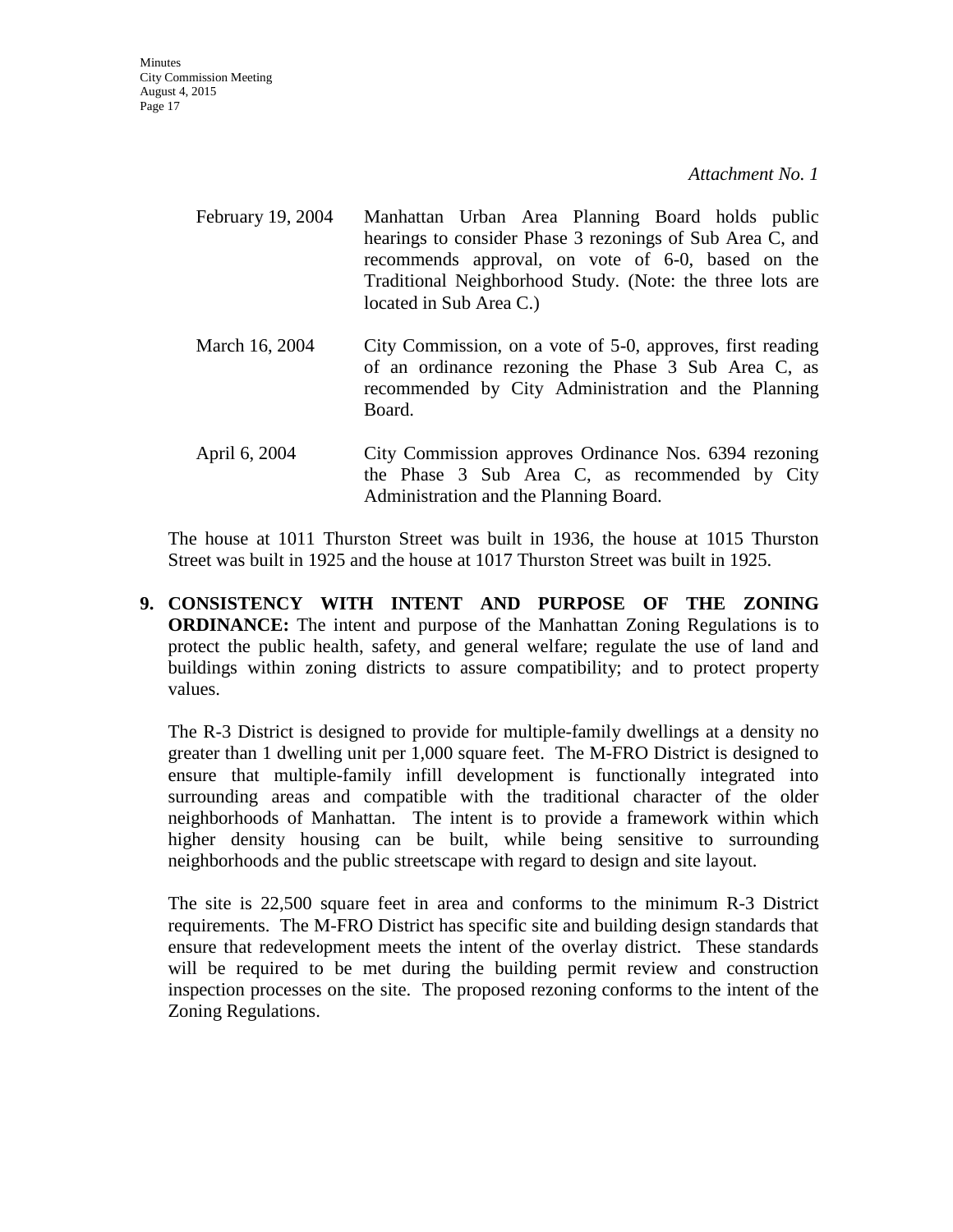*Attachment No. 1*

| | |
|---|---|
| February 19, 2004 | Manhattan Urban Area Planning Board holds public hearings to consider Phase 3 rezonings of Sub Area C, and recommends approval, on vote of 6-0, based on the Traditional Neighborhood Study. (Note: the three lots are located in Sub Area C.) |
| March 16, 2004 | City Commission, on a vote of 5-0, approves, first reading of an ordinance rezoning the Phase 3 Sub Area C, as recommended by City Administration and the Planning Board. |
| April 6, 2004 | City Commission approves Ordinance Nos. 6394 rezoning the Phase 3 Sub Area C, as recommended by City Administration and the Planning Board. |

The house at 1011 Thurston Street was built in 1936, the house at 1015 Thurston Street was built in 1925 and the house at 1017 Thurston Street was built in 1925.

**9. CONSISTENCY WITH INTENT AND PURPOSE OF THE ZONING ORDINANCE:** The intent and purpose of the Manhattan Zoning Regulations is to protect the public health, safety, and general welfare; regulate the use of land and buildings within zoning districts to assure compatibility; and to protect property values.

The R-3 District is designed to provide for multiple-family dwellings at a density no greater than 1 dwelling unit per 1,000 square feet. The M-FRO District is designed to ensure that multiple-family infill development is functionally integrated into surrounding areas and compatible with the traditional character of the older neighborhoods of Manhattan. The intent is to provide a framework within which higher density housing can be built, while being sensitive to surrounding neighborhoods and the public streetscape with regard to design and site layout.

The site is 22,500 square feet in area and conforms to the minimum R-3 District requirements. The M-FRO District has specific site and building design standards that ensure that redevelopment meets the intent of the overlay district. These standards will be required to be met during the building permit review and construction inspection processes on the site. The proposed rezoning conforms to the intent of the Zoning Regulations.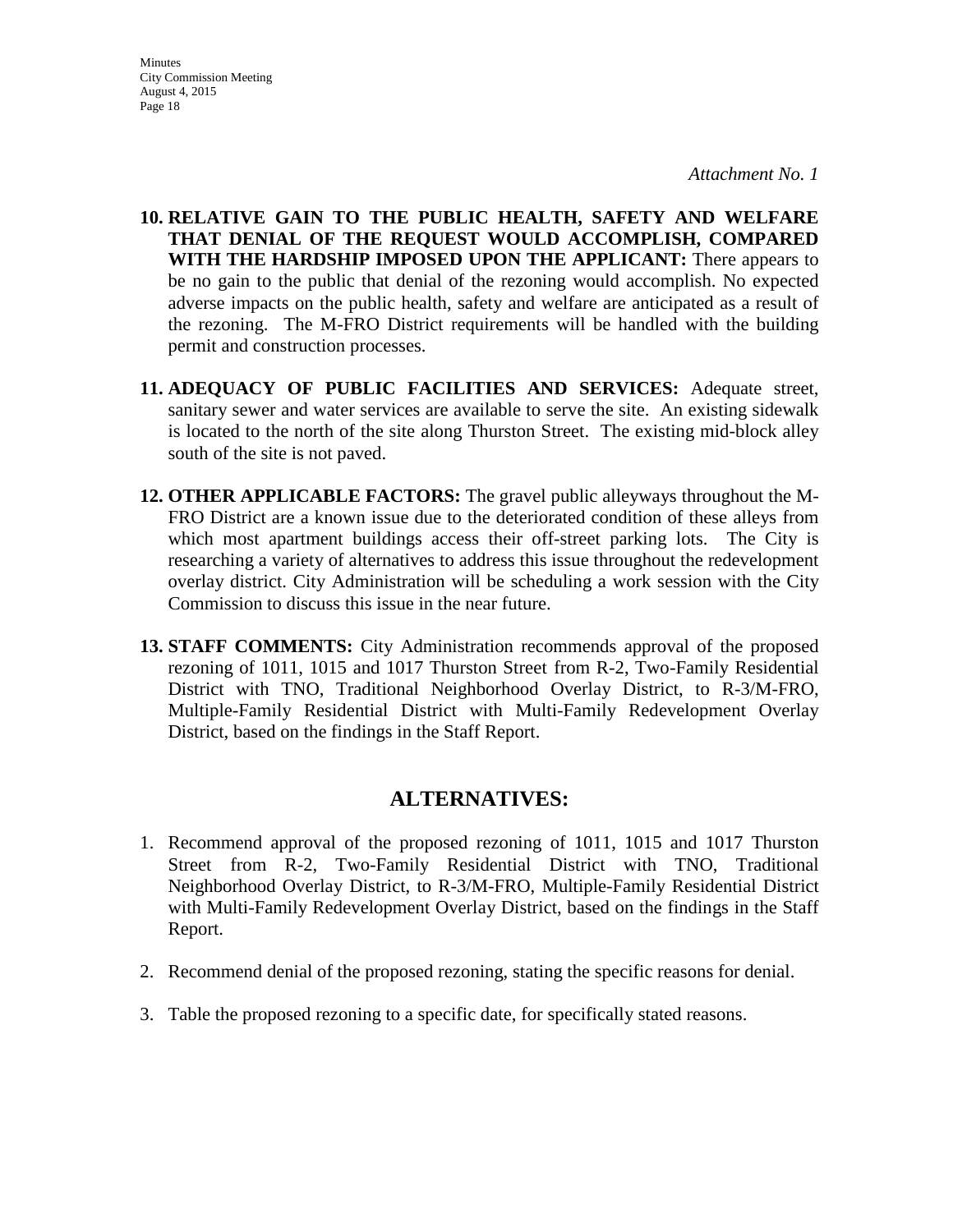*Attachment No. 1*

10. **RELATIVE GAIN TO THE PUBLIC HEALTH, SAFETY AND WELFARE THAT DENIAL OF THE REQUEST WOULD ACCOMPLISH, COMPARED WITH THE HARDSHIP IMPOSED UPON THE APPLICANT:** There appears to be no gain to the public that denial of the rezoning would accomplish. No expected adverse impacts on the public health, safety and welfare are anticipated as a result of the rezoning. The M-FRO District requirements will be handled with the building permit and construction processes.

11. **ADEQUACY OF PUBLIC FACILITIES AND SERVICES:** Adequate street, sanitary sewer and water services are available to serve the site. An existing sidewalk is located to the north of the site along Thurston Street. The existing mid-block alley south of the site is not paved.

12. **OTHER APPLICABLE FACTORS:** The gravel public alleyways throughout the M-FRO District are a known issue due to the deteriorated condition of these alleys from which most apartment buildings access their off-street parking lots. The City is researching a variety of alternatives to address this issue throughout the redevelopment overlay district. City Administration will be scheduling a work session with the City Commission to discuss this issue in the near future.

13. **STAFF COMMENTS:** City Administration recommends approval of the proposed rezoning of 1011, 1015 and 1017 Thurston Street from R-2, Two-Family Residential District with TNO, Traditional Neighborhood Overlay District, to R-3/M-FRO, Multiple-Family Residential District with Multi-Family Redevelopment Overlay District, based on the findings in the Staff Report.

## ALTERNATIVES:

1. Recommend approval of the proposed rezoning of 1011, 1015 and 1017 Thurston Street from R-2, Two-Family Residential District with TNO, Traditional Neighborhood Overlay District, to R-3/M-FRO, Multiple-Family Residential District with Multi-Family Redevelopment Overlay District, based on the findings in the Staff Report.

2. Recommend denial of the proposed rezoning, stating the specific reasons for denial.

3. Table the proposed rezoning to a specific date, for specifically stated reasons.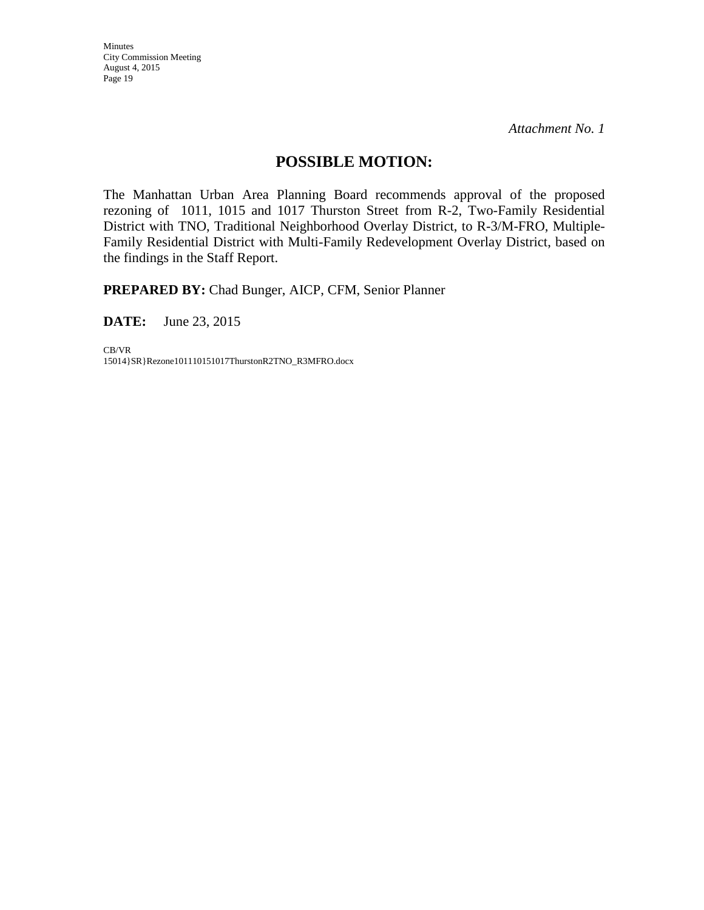*Attachment No. 1*

## POSSIBLE MOTION:

The Manhattan Urban Area Planning Board recommends approval of the proposed rezoning of 1011, 1015 and 1017 Thurston Street from R-2, Two-Family Residential District with TNO, Traditional Neighborhood Overlay District, to R-3/M-FRO, Multiple-Family Residential District with Multi-Family Redevelopment Overlay District, based on the findings in the Staff Report.

**PREPARED BY:** Chad Bunger, AICP, CFM, Senior Planner

**DATE:** June 23, 2015

CB/VR
15014}SR}Rezone101110151017ThurstonR2TNO_R3MFRO.docx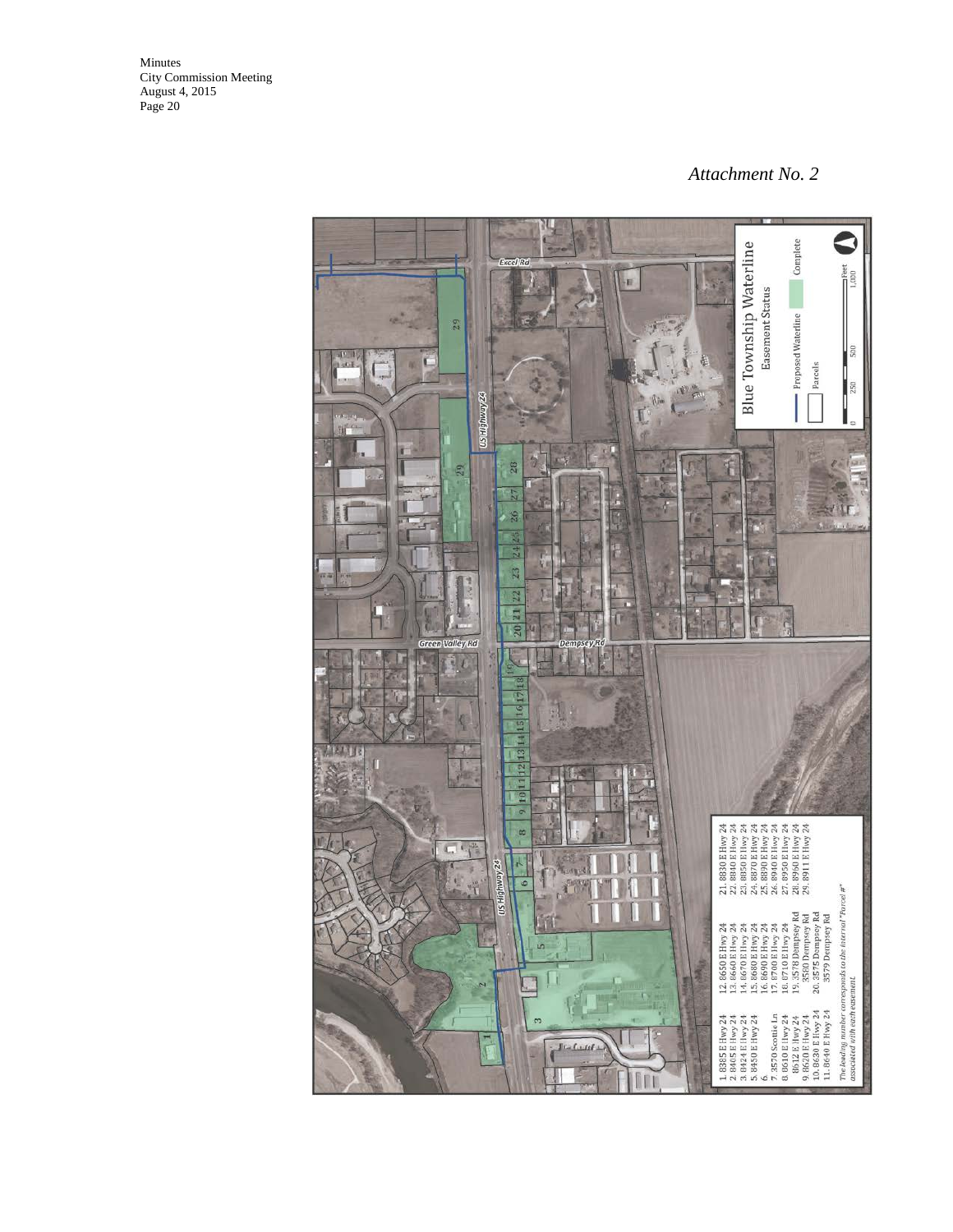*Attachment No. 2*

Blue Township Waterline

Easement Status

Proposed Waterline

Parcels

Complete

0 250 500 1,000 Feet

Excel Rd

US Highway 24

Green Valley Rd

Dempsey Rd

1. 8385 E Hwy 24
2. 8405 E Hwy 24
3. 8424 E Hwy 24
5. 8450 E Hwy 24
6.
7. 3570 Scottie Ln
8. 8610 E Hwy 24
   8612 E Hwy 24
9. 8620 E Hwy 24
10. 8630 E Hwy 24
11. 8640 E Hwy 24
12. 8650 E Hwy 24
13. 8660 E Hwy 24
14. 8670 E Hwy 24
15. 8680 E Hwy 24
16. 8690 E Hwy 24
17. 8700 E Hwy 24
18. 8710 E Hwy 24
19. 3578 Dempsey Rd
   3580 Dempsey Rd
20. 3575 Dempsey Rd
   3579 Dempsey Rd
21. 8830 E Hwy 24
22. 8840 E Hwy 24
23. 8850 E Hwy 24
24. 8870 E Hwy 24
25. 8890 E Hwy 24
26. 8940 E Hwy 24
27. 8950 E Hwy 24
28. 8960 E Hwy 24
29. 8911 E Hwy 24

*The leading number corresponds to the internal "Parcel #" associated with each easement.*